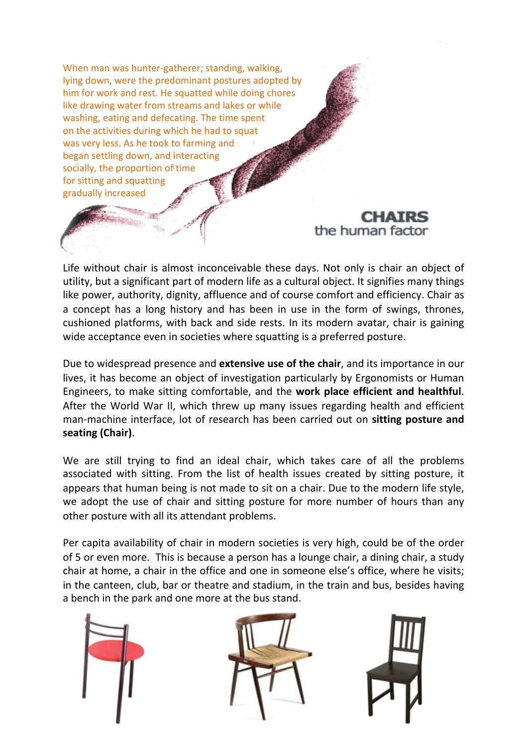When man was hunter-gatherer; standing, walking, lying down, were the predominant postures adopted by him for work and rest. He squatted while doing chores like drawing water from streams and lakes or while washing, eating and defecating. The time spent on the activities during which he had to squat was very less. As he took to farming and began settling down, and interacting socially, the proportion of time for sitting and squatting gradually increased

# CHAIRS
## the human factor

Life without chair is almost inconceivable these days. Not only is chair an object of utility, but a significant part of modern life as a cultural object. It signifies many things like power, authority, dignity, affluence and of course comfort and efficiency. Chair as a concept has a long history and has been in use in the form of swings, thrones, cushioned platforms, with back and side rests. In its modern avatar, chair is gaining wide acceptance even in societies where squatting is a preferred posture.

Due to widespread presence and **extensive use of the chair**, and its importance in our lives, it has become an object of investigation particularly by Ergonomists or Human Engineers, to make sitting comfortable, and the **work place efficient and healthful**. After the World War II, which threw up many issues regarding health and efficient man-machine interface, lot of research has been carried out on **sitting posture and seating (Chair)**.

We are still trying to find an ideal chair, which takes care of all the problems associated with sitting. From the list of health issues created by sitting posture, it appears that human being is not made to sit on a chair. Due to the modern life style, we adopt the use of chair and sitting posture for more number of hours than any other posture with all its attendant problems.

Per capita availability of chair in modern societies is very high, could be of the order of 5 or even more. This is because a person has a lounge chair, a dining chair, a study chair at home, a chair in the office and one in someone else's office, where he visits; in the canteen, club, bar or theatre and stadium, in the train and bus, besides having a bench in the park and one more at the bus stand.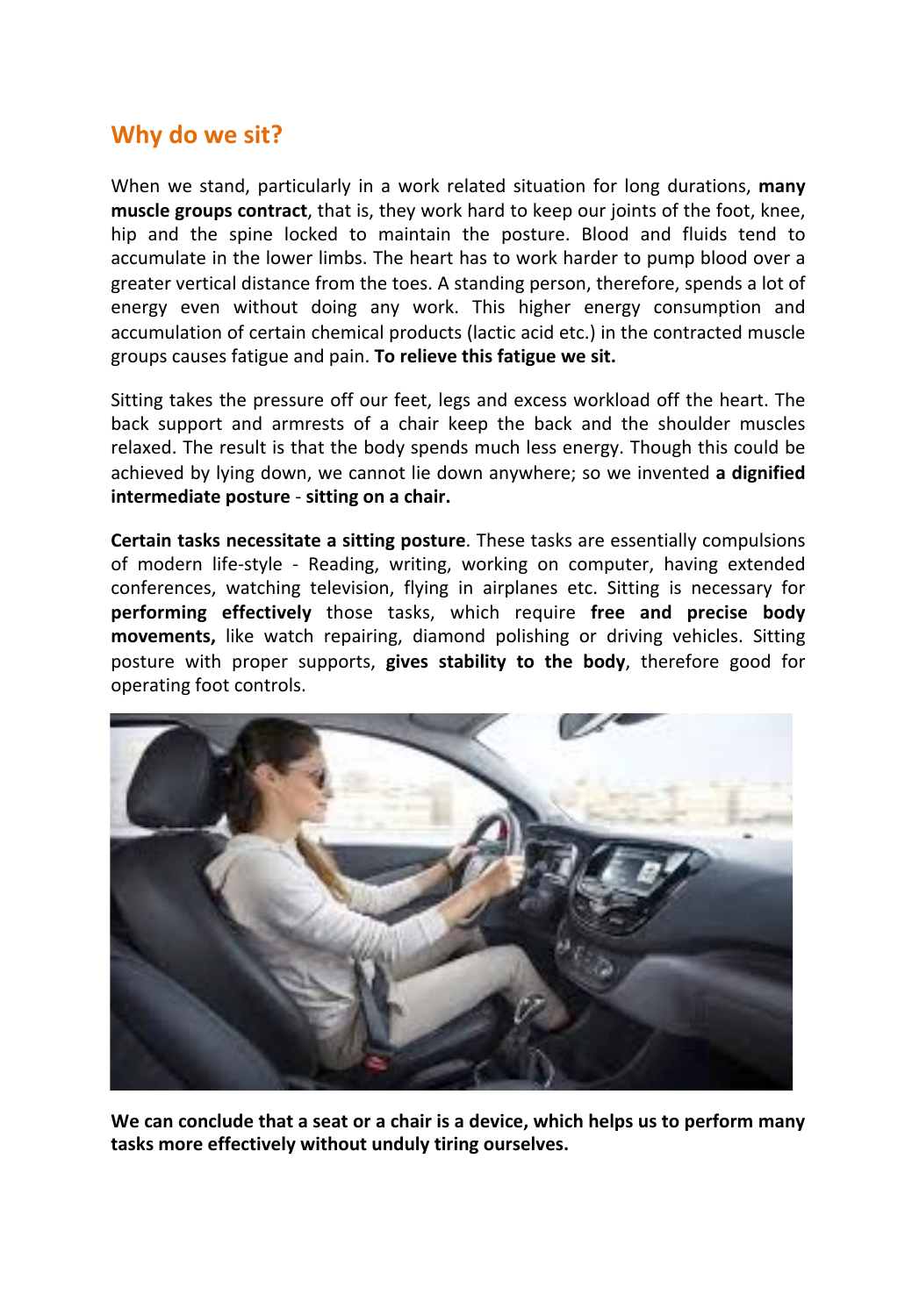## Why do we sit?

When we stand, particularly in a work related situation for long durations, **many muscle groups contract**, that is, they work hard to keep our joints of the foot, knee, hip and the spine locked to maintain the posture. Blood and fluids tend to accumulate in the lower limbs. The heart has to work harder to pump blood over a greater vertical distance from the toes. A standing person, therefore, spends a lot of energy even without doing any work. This higher energy consumption and accumulation of certain chemical products (lactic acid etc.) in the contracted muscle groups causes fatigue and pain. **To relieve this fatigue we sit.**

Sitting takes the pressure off our feet, legs and excess workload off the heart. The back support and armrests of a chair keep the back and the shoulder muscles relaxed. The result is that the body spends much less energy. Though this could be achieved by lying down, we cannot lie down anywhere; so we invented **a dignified intermediate posture** - **sitting on a chair.**

**Certain tasks necessitate a sitting posture**. These tasks are essentially compulsions of modern life-style - Reading, writing, working on computer, having extended conferences, watching television, flying in airplanes etc. Sitting is necessary for **performing effectively** those tasks, which require **free and precise body movements,** like watch repairing, diamond polishing or driving vehicles. Sitting posture with proper supports, **gives stability to the body**, therefore good for operating foot controls.

**We can conclude that a seat or a chair is a device, which helps us to perform many tasks more effectively without unduly tiring ourselves.**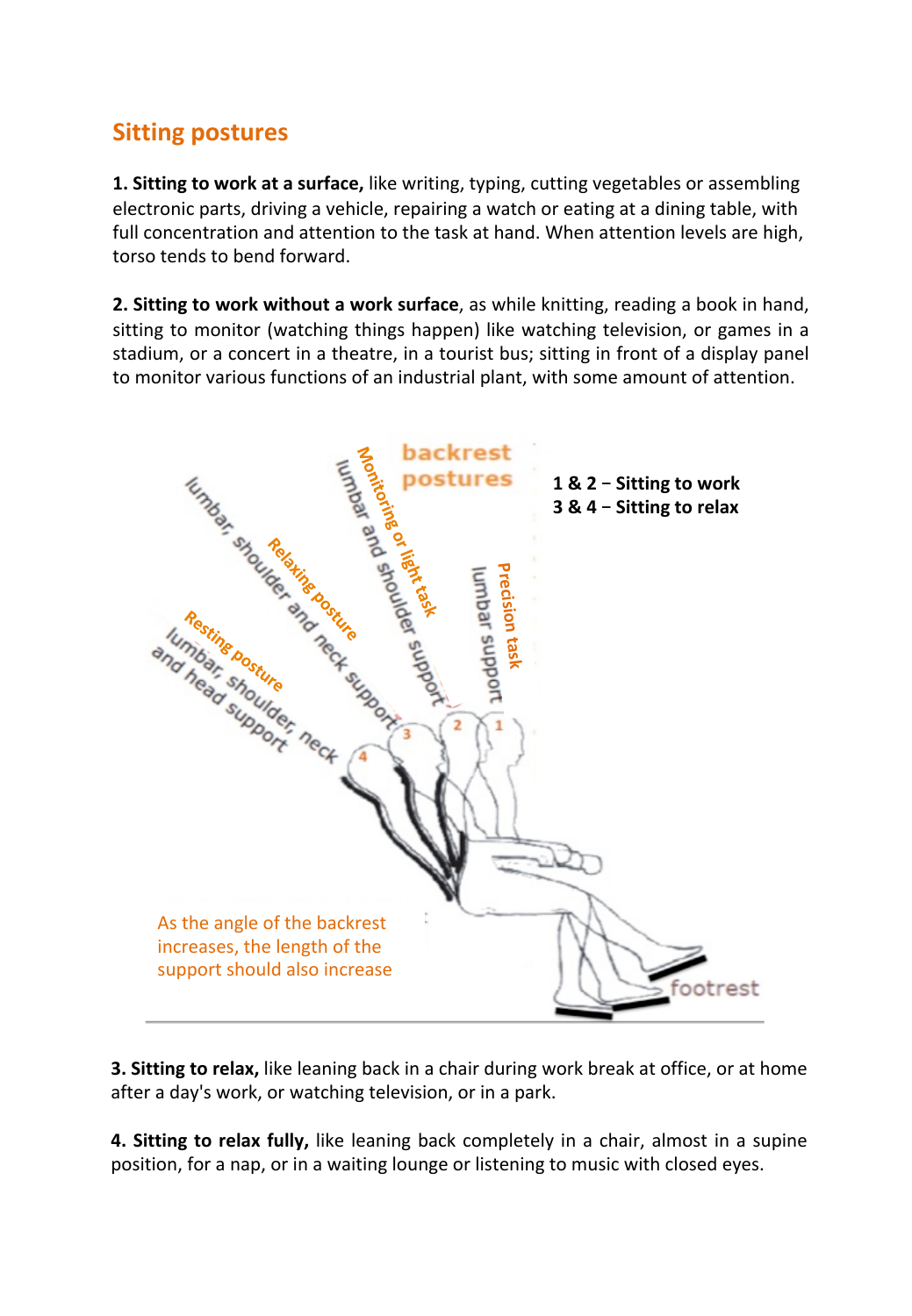## Sitting postures

**1. Sitting to work at a surface,** like writing, typing, cutting vegetables or assembling electronic parts, driving a vehicle, repairing a watch or eating at a dining table, with full concentration and attention to the task at hand. When attention levels are high, torso tends to bend forward.

**2. Sitting to work without a work surface**, as while knitting, reading a book in hand, sitting to monitor (watching things happen) like watching television, or games in a stadium, or a concert in a theatre, in a tourist bus; sitting in front of a display panel to monitor various functions of an industrial plant, with some amount of attention.

backrest postures

**1 & 2 − Sitting to work**
**3 & 4 − Sitting to relax**

Precision task – lumbar support

Monitoring or light task – lumbar and shoulder support

Relaxing posture – lumbar, shoulder and neck support

Resting posture – lumbar, shoulder, neck and head support

footrest

As the angle of the backrest increases, the length of the support should also increase

**3. Sitting to relax,** like leaning back in a chair during work break at office, or at home after a day's work, or watching television, or in a park.

**4. Sitting to relax fully,** like leaning back completely in a chair, almost in a supine position, for a nap, or in a waiting lounge or listening to music with closed eyes.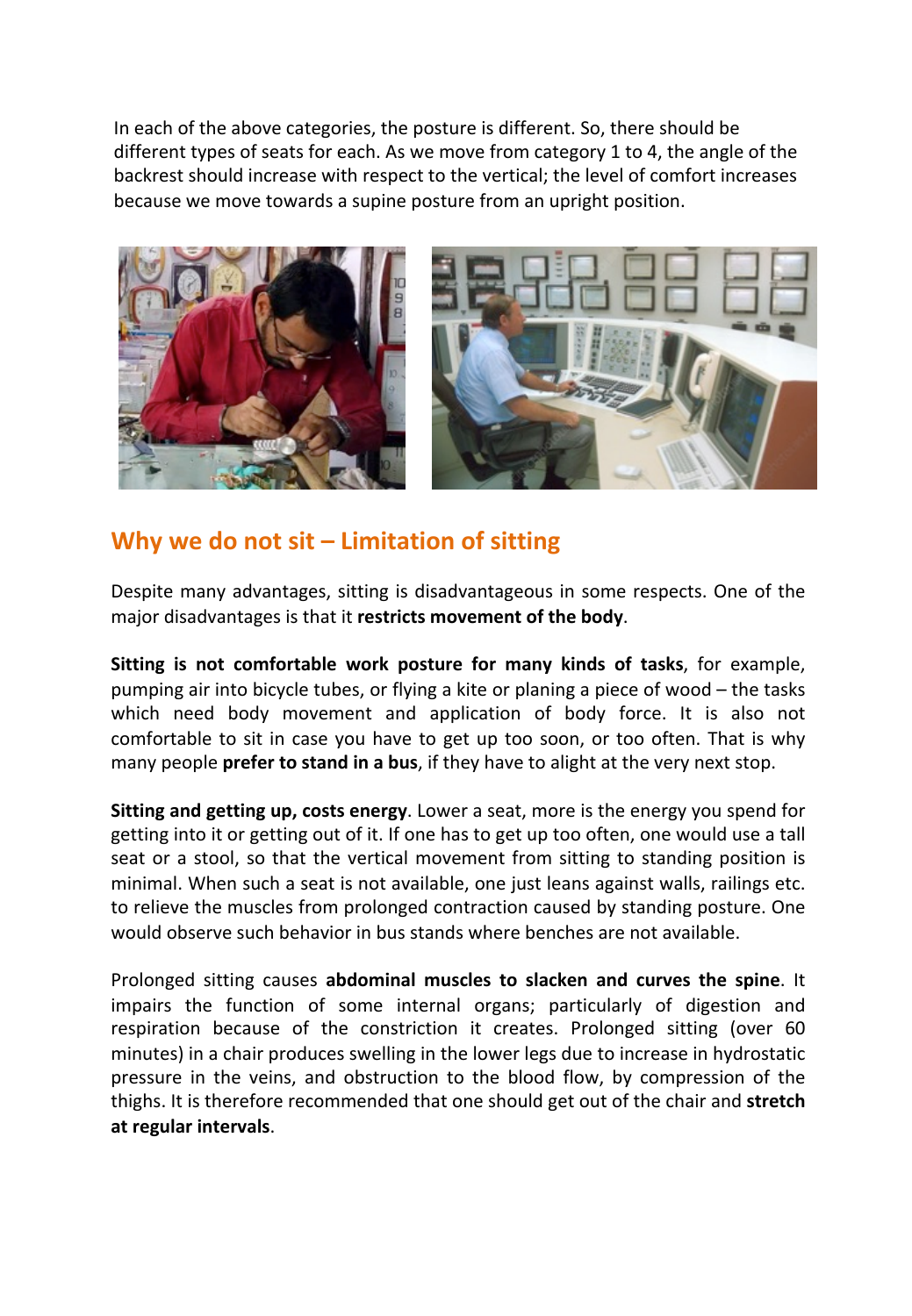In each of the above categories, the posture is different. So, there should be different types of seats for each. As we move from category 1 to 4, the angle of the backrest should increase with respect to the vertical; the level of comfort increases because we move towards a supine posture from an upright position.

## Why we do not sit – Limitation of sitting

Despite many advantages, sitting is disadvantageous in some respects. One of the major disadvantages is that it **restricts movement of the body**.

**Sitting is not comfortable work posture for many kinds of tasks**, for example, pumping air into bicycle tubes, or flying a kite or planing a piece of wood – the tasks which need body movement and application of body force. It is also not comfortable to sit in case you have to get up too soon, or too often. That is why many people **prefer to stand in a bus**, if they have to alight at the very next stop.

**Sitting and getting up, costs energy**. Lower a seat, more is the energy you spend for getting into it or getting out of it. If one has to get up too often, one would use a tall seat or a stool, so that the vertical movement from sitting to standing position is minimal. When such a seat is not available, one just leans against walls, railings etc. to relieve the muscles from prolonged contraction caused by standing posture. One would observe such behavior in bus stands where benches are not available.

Prolonged sitting causes **abdominal muscles to slacken and curves the spine**. It impairs the function of some internal organs; particularly of digestion and respiration because of the constriction it creates. Prolonged sitting (over 60 minutes) in a chair produces swelling in the lower legs due to increase in hydrostatic pressure in the veins, and obstruction to the blood flow, by compression of the thighs. It is therefore recommended that one should get out of the chair and **stretch at regular intervals**.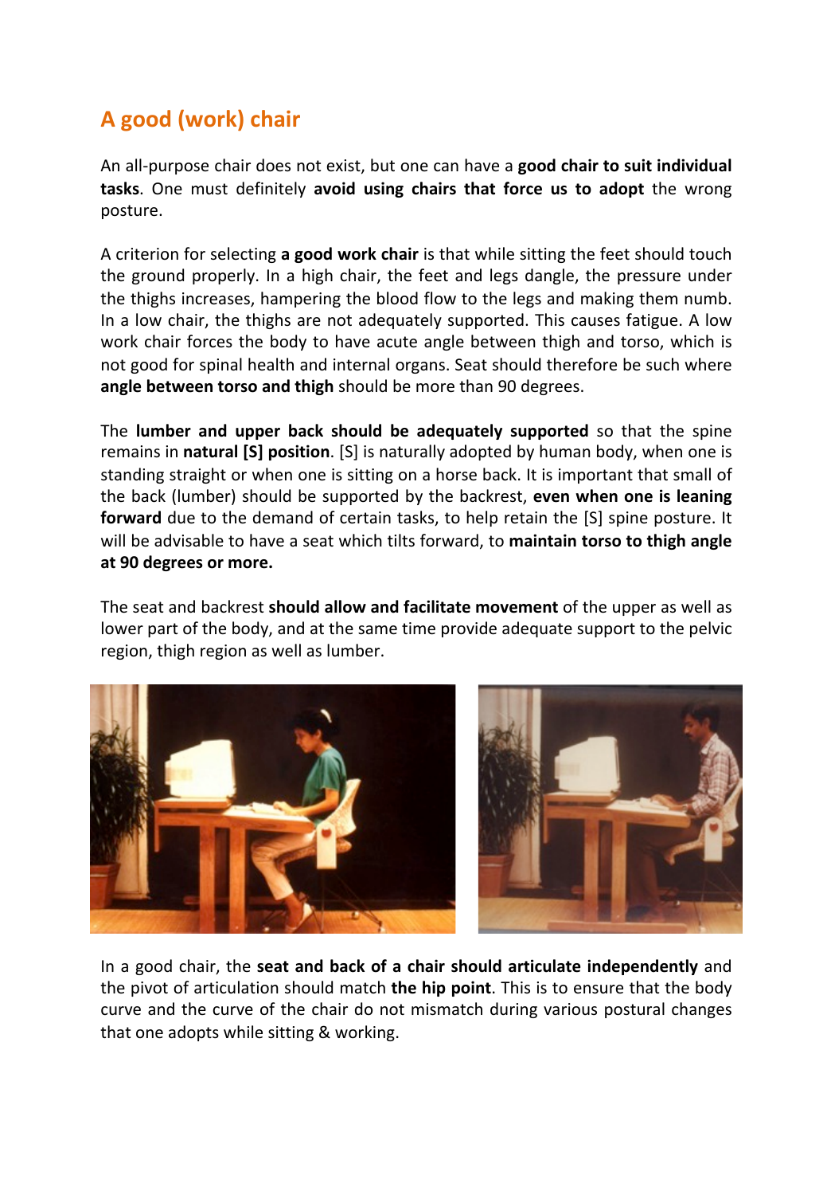## A good (work) chair

An all-purpose chair does not exist, but one can have a **good chair to suit individual tasks**. One must definitely **avoid using chairs that force us to adopt** the wrong posture.

A criterion for selecting **a good work chair** is that while sitting the feet should touch the ground properly. In a high chair, the feet and legs dangle, the pressure under the thighs increases, hampering the blood flow to the legs and making them numb. In a low chair, the thighs are not adequately supported. This causes fatigue. A low work chair forces the body to have acute angle between thigh and torso, which is not good for spinal health and internal organs. Seat should therefore be such where **angle between torso and thigh** should be more than 90 degrees.

The **lumber and upper back should be adequately supported** so that the spine remains in **natural [S] position**. [S] is naturally adopted by human body, when one is standing straight or when one is sitting on a horse back. It is important that small of the back (lumber) should be supported by the backrest, **even when one is leaning forward** due to the demand of certain tasks, to help retain the [S] spine posture. It will be advisable to have a seat which tilts forward, to **maintain torso to thigh angle at 90 degrees or more.**

The seat and backrest **should allow and facilitate movement** of the upper as well as lower part of the body, and at the same time provide adequate support to the pelvic region, thigh region as well as lumber.

In a good chair, the **seat and back of a chair should articulate independently** and the pivot of articulation should match **the hip point**. This is to ensure that the body curve and the curve of the chair do not mismatch during various postural changes that one adopts while sitting & working.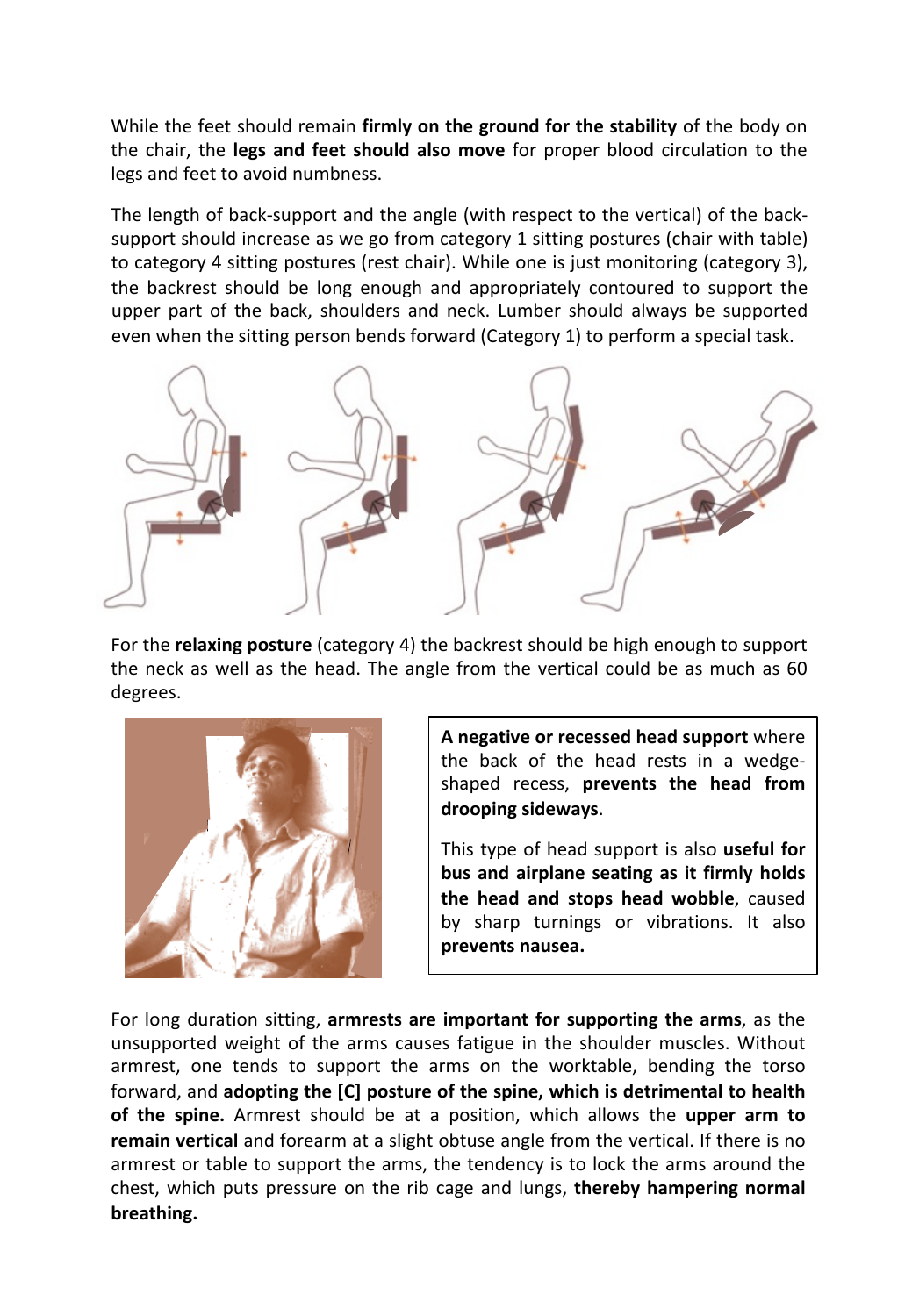While the feet should remain **firmly on the ground for the stability** of the body on the chair, the **legs and feet should also move** for proper blood circulation to the legs and feet to avoid numbness.

The length of back-support and the angle (with respect to the vertical) of the back-support should increase as we go from category 1 sitting postures (chair with table) to category 4 sitting postures (rest chair). While one is just monitoring (category 3), the backrest should be long enough and appropriately contoured to support the upper part of the back, shoulders and neck. Lumber should always be supported even when the sitting person bends forward (Category 1) to perform a special task.

For the **relaxing posture** (category 4) the backrest should be high enough to support the neck as well as the head. The angle from the vertical could be as much as 60 degrees.

**A negative or recessed head support** where the back of the head rests in a wedge-shaped recess, **prevents the head from drooping sideways**.

This type of head support is also **useful for bus and airplane seating as it firmly holds the head and stops head wobble**, caused by sharp turnings or vibrations. It also **prevents nausea.**

For long duration sitting, **armrests are important for supporting the arms**, as the unsupported weight of the arms causes fatigue in the shoulder muscles. Without armrest, one tends to support the arms on the worktable, bending the torso forward, and **adopting the [C] posture of the spine, which is detrimental to health of the spine.** Armrest should be at a position, which allows the **upper arm to remain vertical** and forearm at a slight obtuse angle from the vertical. If there is no armrest or table to support the arms, the tendency is to lock the arms around the chest, which puts pressure on the rib cage and lungs, **thereby hampering normal breathing.**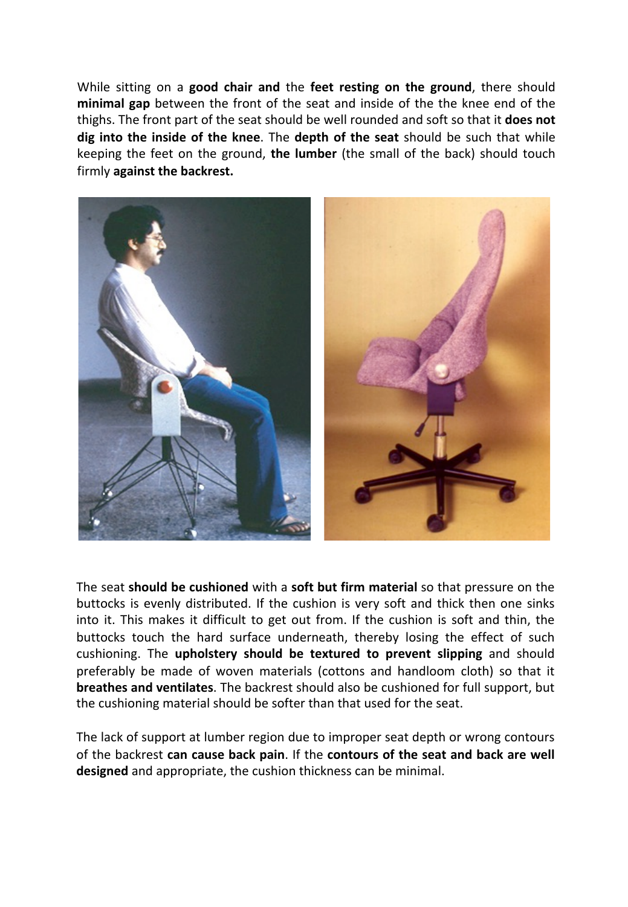While sitting on a **good chair and** the **feet resting on the ground**, there should **minimal gap** between the front of the seat and inside of the the knee end of the thighs. The front part of the seat should be well rounded and soft so that it **does not dig into the inside of the knee**. The **depth of the seat** should be such that while keeping the feet on the ground, **the lumber** (the small of the back) should touch firmly **against the backrest.**

The seat **should be cushioned** with a **soft but firm material** so that pressure on the buttocks is evenly distributed. If the cushion is very soft and thick then one sinks into it. This makes it difficult to get out from. If the cushion is soft and thin, the buttocks touch the hard surface underneath, thereby losing the effect of such cushioning. The **upholstery should be textured to prevent slipping** and should preferably be made of woven materials (cottons and handloom cloth) so that it **breathes and ventilates**. The backrest should also be cushioned for full support, but the cushioning material should be softer than that used for the seat.

The lack of support at lumber region due to improper seat depth or wrong contours of the backrest **can cause back pain**. If the **contours of the seat and back are well designed** and appropriate, the cushion thickness can be minimal.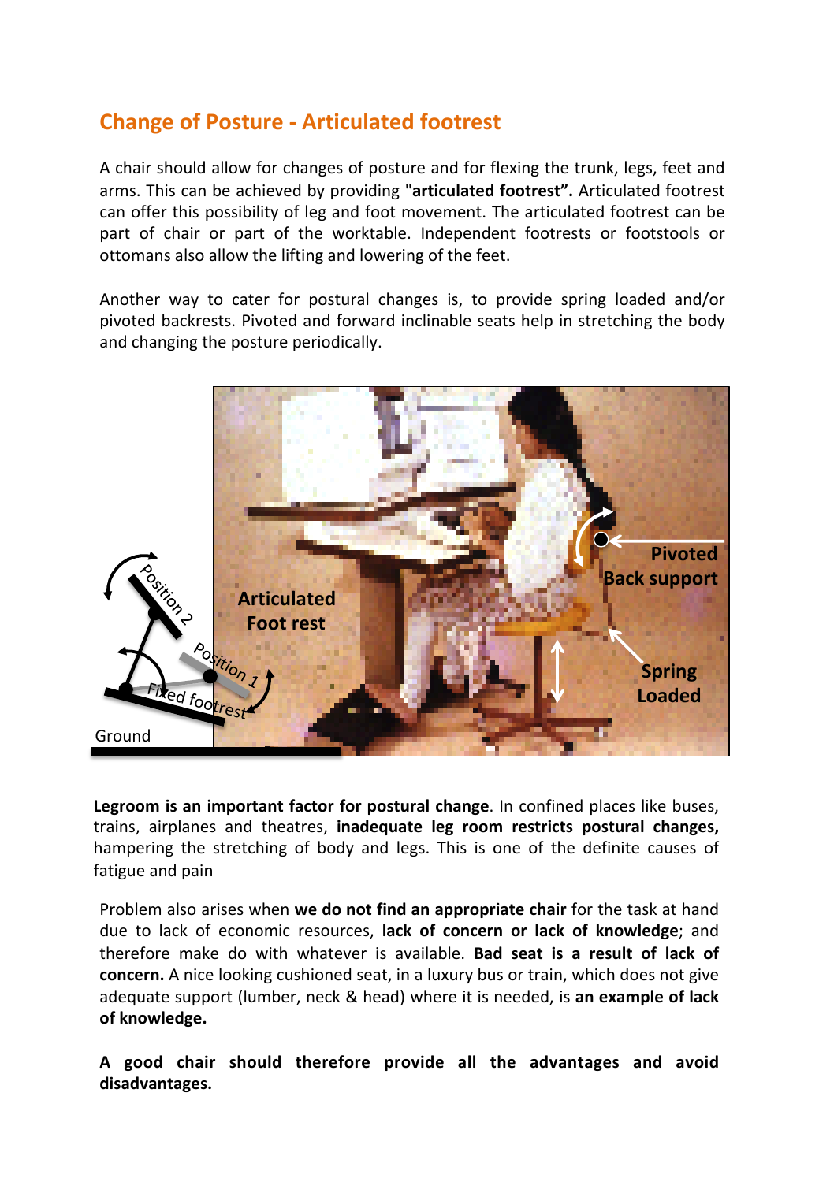## Change of Posture - Articulated footrest

A chair should allow for changes of posture and for flexing the trunk, legs, feet and arms. This can be achieved by providing "**articulated footrest".** Articulated footrest can offer this possibility of leg and foot movement. The articulated footrest can be part of chair or part of the worktable. Independent footrests or footstools or ottomans also allow the lifting and lowering of the feet.

Another way to cater for postural changes is, to provide spring loaded and/or pivoted backrests. Pivoted and forward inclinable seats help in stretching the body and changing the posture periodically.

**Legroom is an important factor for postural change**. In confined places like buses, trains, airplanes and theatres, **inadequate leg room restricts postural changes,** hampering the stretching of body and legs. This is one of the definite causes of fatigue and pain

Problem also arises when **we do not find an appropriate chair** for the task at hand due to lack of economic resources, **lack of concern or lack of knowledge**; and therefore make do with whatever is available. **Bad seat is a result of lack of concern.** A nice looking cushioned seat, in a luxury bus or train, which does not give adequate support (lumber, neck & head) where it is needed, is **an example of lack of knowledge.**

**A good chair should therefore provide all the advantages and avoid disadvantages.**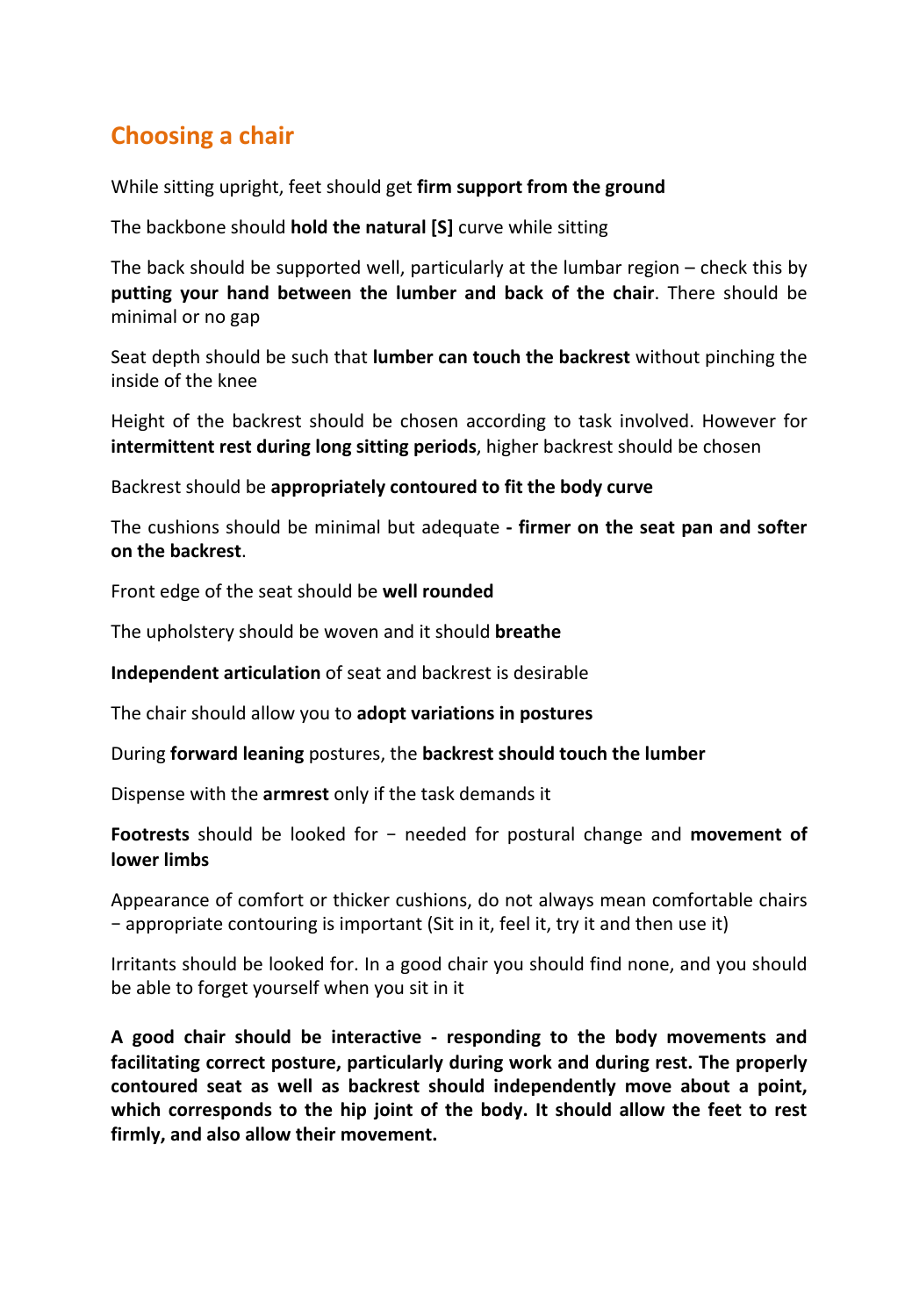## Choosing a chair

While sitting upright, feet should get **firm support from the ground**

The backbone should **hold the natural [S]** curve while sitting

The back should be supported well, particularly at the lumbar region – check this by **putting your hand between the lumber and back of the chair**. There should be minimal or no gap

Seat depth should be such that **lumber can touch the backrest** without pinching the inside of the knee

Height of the backrest should be chosen according to task involved. However for **intermittent rest during long sitting periods**, higher backrest should be chosen

Backrest should be **appropriately contoured to fit the body curve**

The cushions should be minimal but adequate **- firmer on the seat pan and softer on the backrest**.

Front edge of the seat should be **well rounded**

The upholstery should be woven and it should **breathe**

**Independent articulation** of seat and backrest is desirable

The chair should allow you to **adopt variations in postures**

During **forward leaning** postures, the **backrest should touch the lumber**

Dispense with the **armrest** only if the task demands it

**Footrests** should be looked for − needed for postural change and **movement of lower limbs**

Appearance of comfort or thicker cushions, do not always mean comfortable chairs − appropriate contouring is important (Sit in it, feel it, try it and then use it)

Irritants should be looked for. In a good chair you should find none, and you should be able to forget yourself when you sit in it

**A good chair should be interactive - responding to the body movements and facilitating correct posture, particularly during work and during rest. The properly contoured seat as well as backrest should independently move about a point, which corresponds to the hip joint of the body. It should allow the feet to rest firmly, and also allow their movement.**